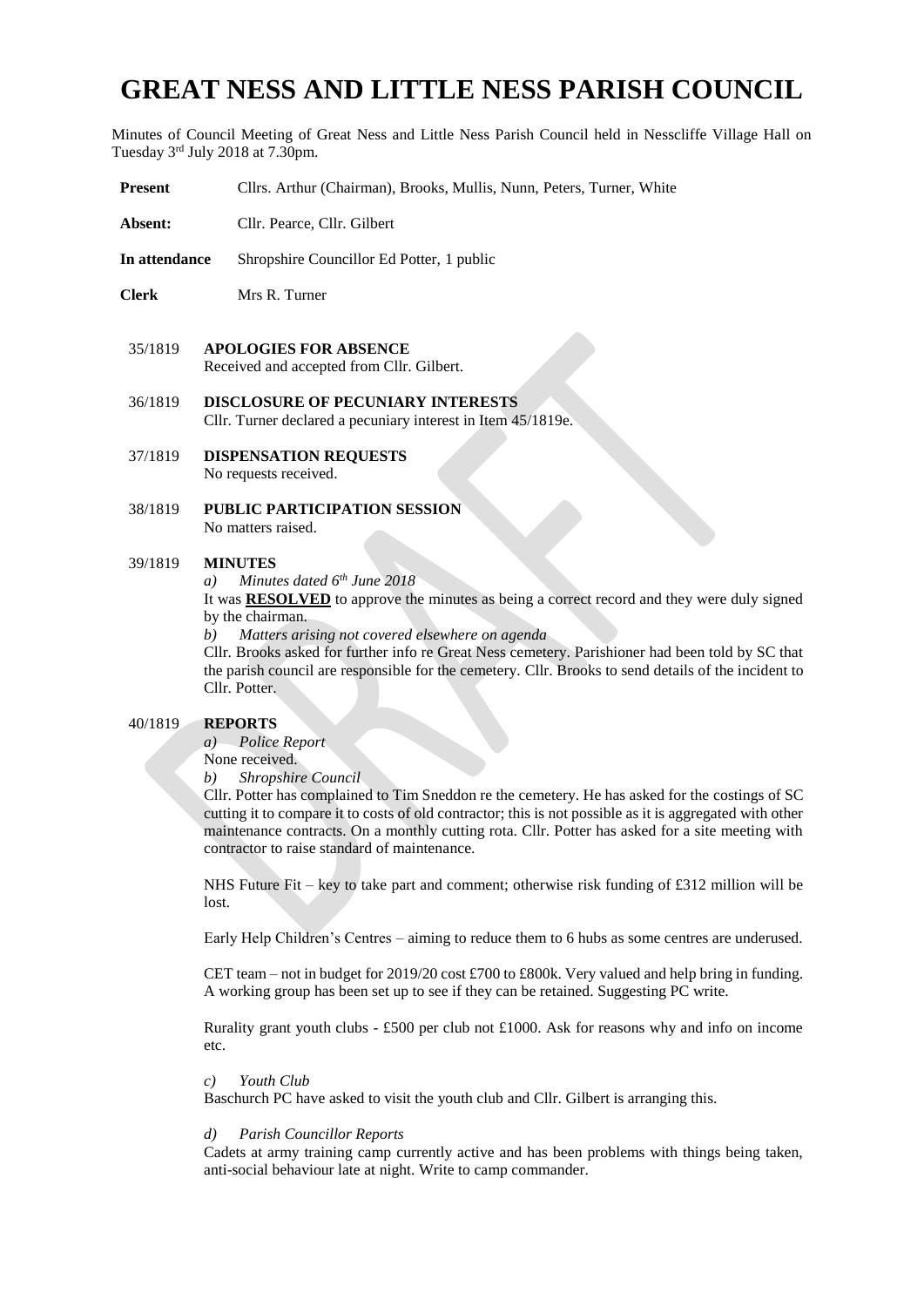# GREAT NESS AND LITTLE NESS PARISH COUNCIL

Minutes of Council Meeting of Great Ness and Little Ness Parish Council held in Nesscliffe Village Hall on Tuesday 3rd July 2018 at 7.30pm.

**Present** Cllrs. Arthur (Chairman), Brooks, Mullis, Nunn, Peters, Turner, White

**Absent:** Cllr. Pearce, Cllr. Gilbert

**In attendance** Shropshire Councillor Ed Potter, 1 public

**Clerk** Mrs R. Turner

35/1819 **APOLOGIES FOR ABSENCE**
Received and accepted from Cllr. Gilbert.

36/1819 **DISCLOSURE OF PECUNIARY INTERESTS**
Cllr. Turner declared a pecuniary interest in Item 45/1819e.

37/1819 **DISPENSATION REQUESTS**
No requests received.

38/1819 **PUBLIC PARTICIPATION SESSION**
No matters raised.

39/1819 **MINUTES**

*a) Minutes dated 6th June 2018*

It was **RESOLVED** to approve the minutes as being a correct record and they were duly signed by the chairman.

*b) Matters arising not covered elsewhere on agenda*

Cllr. Brooks asked for further info re Great Ness cemetery. Parishioner had been told by SC that the parish council are responsible for the cemetery. Cllr. Brooks to send details of the incident to Cllr. Potter.

40/1819 **REPORTS**

*a) Police Report*

None received.

*b) Shropshire Council*

Cllr. Potter has complained to Tim Sneddon re the cemetery. He has asked for the costings of SC cutting it to compare it to costs of old contractor; this is not possible as it is aggregated with other maintenance contracts. On a monthly cutting rota. Cllr. Potter has asked for a site meeting with contractor to raise standard of maintenance.

NHS Future Fit – key to take part and comment; otherwise risk funding of £312 million will be lost.

Early Help Children's Centres – aiming to reduce them to 6 hubs as some centres are underused.

CET team – not in budget for 2019/20 cost £700 to £800k. Very valued and help bring in funding. A working group has been set up to see if they can be retained. Suggesting PC write.

Rurality grant youth clubs - £500 per club not £1000. Ask for reasons why and info on income etc.

*c) Youth Club*

Baschurch PC have asked to visit the youth club and Cllr. Gilbert is arranging this.

*d) Parish Councillor Reports*

Cadets at army training camp currently active and has been problems with things being taken, anti-social behaviour late at night. Write to camp commander.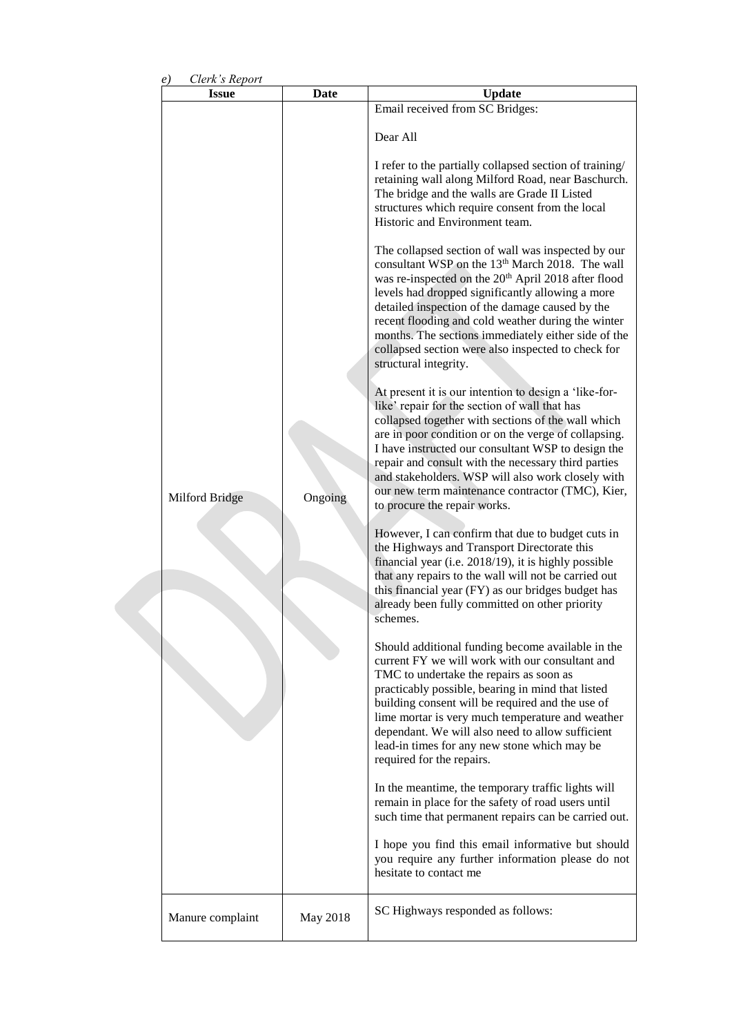*e) Clerk's Report*

| Issue | Date | Update |
|---|---|---|
| Milford Bridge | Ongoing | Email received from SC Bridges:<br><br>Dear All<br><br>I refer to the partially collapsed section of training/ retaining wall along Milford Road, near Baschurch. The bridge and the walls are Grade II Listed structures which require consent from the local Historic and Environment team.<br><br>The collapsed section of wall was inspected by our consultant WSP on the 13th March 2018. The wall was re-inspected on the 20th April 2018 after flood levels had dropped significantly allowing a more detailed inspection of the damage caused by the recent flooding and cold weather during the winter months. The sections immediately either side of the collapsed section were also inspected to check for structural integrity.<br><br>At present it is our intention to design a 'like-for-like' repair for the section of wall that has collapsed together with sections of the wall which are in poor condition or on the verge of collapsing. I have instructed our consultant WSP to design the repair and consult with the necessary third parties and stakeholders. WSP will also work closely with our new term maintenance contractor (TMC), Kier, to procure the repair works.<br><br>However, I can confirm that due to budget cuts in the Highways and Transport Directorate this financial year (i.e. 2018/19), it is highly possible that any repairs to the wall will not be carried out this financial year (FY) as our bridges budget has already been fully committed on other priority schemes.<br><br>Should additional funding become available in the current FY we will work with our consultant and TMC to undertake the repairs as soon as practicably possible, bearing in mind that listed building consent will be required and the use of lime mortar is very much temperature and weather dependant. We will also need to allow sufficient lead-in times for any new stone which may be required for the repairs.<br><br>In the meantime, the temporary traffic lights will remain in place for the safety of road users until such time that permanent repairs can be carried out.<br><br>I hope you find this email informative but should you require any further information please do not hesitate to contact me |
| Manure complaint | May 2018 | SC Highways responded as follows: |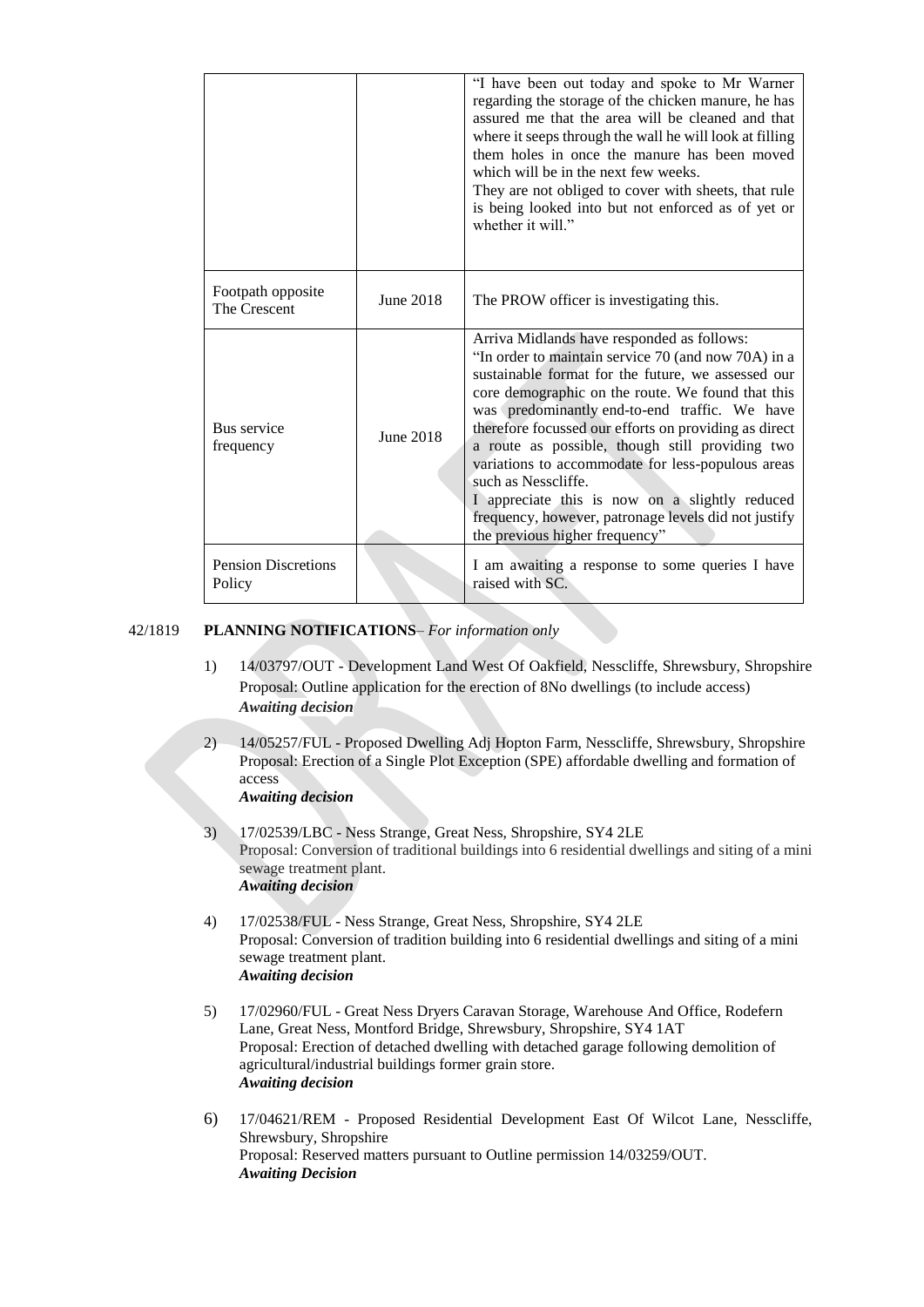| | | |
|---|---|---|
| | | "I have been out today and spoke to Mr Warner regarding the storage of the chicken manure, he has assured me that the area will be cleaned and that where it seeps through the wall he will look at filling them holes in once the manure has been moved which will be in the next few weeks. They are not obliged to cover with sheets, that rule is being looked into but not enforced as of yet or whether it will." |
| Footpath opposite The Crescent | June 2018 | The PROW officer is investigating this. |
| Bus service frequency | June 2018 | Arriva Midlands have responded as follows: "In order to maintain service 70 (and now 70A) in a sustainable format for the future, we assessed our core demographic on the route. We found that this was predominantly end-to-end traffic. We have therefore focussed our efforts on providing as direct a route as possible, though still providing two variations to accommodate for less-populous areas such as Nesscliffe. I appreciate this is now on a slightly reduced frequency, however, patronage levels did not justify the previous higher frequency" |
| Pension Discretions Policy | | I am awaiting a response to some queries I have raised with SC. |

42/1819 **PLANNING NOTIFICATIONS**– *For information only*

1) 14/03797/OUT - Development Land West Of Oakfield, Nesscliffe, Shrewsbury, Shropshire
Proposal: Outline application for the erection of 8No dwellings (to include access)
***Awaiting decision***

2) 14/05257/FUL - Proposed Dwelling Adj Hopton Farm, Nesscliffe, Shrewsbury, Shropshire
Proposal: Erection of a Single Plot Exception (SPE) affordable dwelling and formation of access
***Awaiting decision***

3) 17/02539/LBC - Ness Strange, Great Ness, Shropshire, SY4 2LE
Proposal: Conversion of traditional buildings into 6 residential dwellings and siting of a mini sewage treatment plant.
***Awaiting decision***

4) 17/02538/FUL - Ness Strange, Great Ness, Shropshire, SY4 2LE
Proposal: Conversion of tradition building into 6 residential dwellings and siting of a mini sewage treatment plant.
***Awaiting decision***

5) 17/02960/FUL - Great Ness Dryers Caravan Storage, Warehouse And Office, Rodefern Lane, Great Ness, Montford Bridge, Shrewsbury, Shropshire, SY4 1AT
Proposal: Erection of detached dwelling with detached garage following demolition of agricultural/industrial buildings former grain store.
***Awaiting decision***

6) 17/04621/REM - Proposed Residential Development East Of Wilcot Lane, Nesscliffe, Shrewsbury, Shropshire
Proposal: Reserved matters pursuant to Outline permission 14/03259/OUT.
***Awaiting Decision***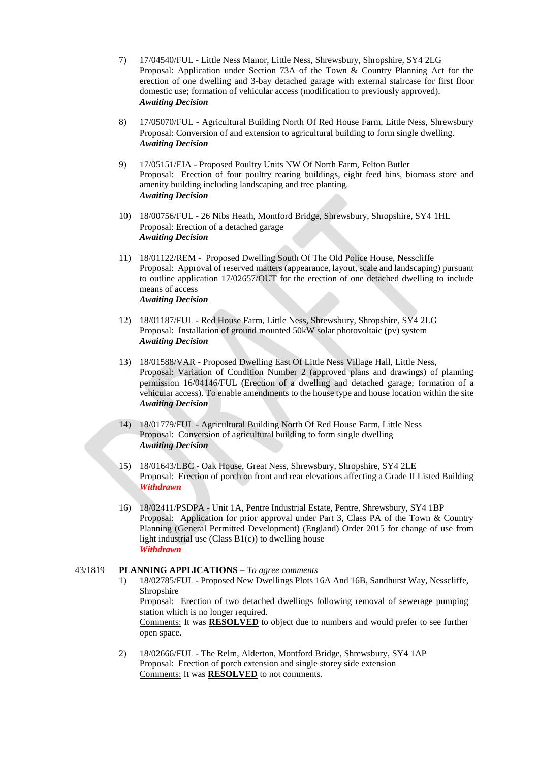7) 17/04540/FUL - Little Ness Manor, Little Ness, Shrewsbury, Shropshire, SY4 2LG
   Proposal: Application under Section 73A of the Town & Country Planning Act for the erection of one dwelling and 3-bay detached garage with external staircase for first floor domestic use; formation of vehicular access (modification to previously approved).
   ***Awaiting Decision***

8) 17/05070/FUL - Agricultural Building North Of Red House Farm, Little Ness, Shrewsbury
   Proposal: Conversion of and extension to agricultural building to form single dwelling.
   ***Awaiting Decision***

9) 17/05151/EIA - Proposed Poultry Units NW Of North Farm, Felton Butler
   Proposal: Erection of four poultry rearing buildings, eight feed bins, biomass store and amenity building including landscaping and tree planting.
   ***Awaiting Decision***

10) 18/00756/FUL - 26 Nibs Heath, Montford Bridge, Shrewsbury, Shropshire, SY4 1HL
    Proposal: Erection of a detached garage
    ***Awaiting Decision***

11) 18/01122/REM - Proposed Dwelling South Of The Old Police House, Nesscliffe
    Proposal: Approval of reserved matters (appearance, layout, scale and landscaping) pursuant to outline application 17/02657/OUT for the erection of one detached dwelling to include means of access
    ***Awaiting Decision***

12) 18/01187/FUL - Red House Farm, Little Ness, Shrewsbury, Shropshire, SY4 2LG
    Proposal: Installation of ground mounted 50kW solar photovoltaic (pv) system
    ***Awaiting Decision***

13) 18/01588/VAR - Proposed Dwelling East Of Little Ness Village Hall, Little Ness,
    Proposal: Variation of Condition Number 2 (approved plans and drawings) of planning permission 16/04146/FUL (Erection of a dwelling and detached garage; formation of a vehicular access). To enable amendments to the house type and house location within the site
    ***Awaiting Decision***

14) 18/01779/FUL - Agricultural Building North Of Red House Farm, Little Ness
    Proposal: Conversion of agricultural building to form single dwelling
    ***Awaiting Decision***

15) 18/01643/LBC - Oak House, Great Ness, Shrewsbury, Shropshire, SY4 2LE
    Proposal: Erection of porch on front and rear elevations affecting a Grade II Listed Building
    ***Withdrawn***

16) 18/02411/PSDPA - Unit 1A, Pentre Industrial Estate, Pentre, Shrewsbury, SY4 1BP
    Proposal: Application for prior approval under Part 3, Class PA of the Town & Country Planning (General Permitted Development) (England) Order 2015 for change of use from light industrial use (Class B1(c)) to dwelling house
    ***Withdrawn***

43/1819 **PLANNING APPLICATIONS** – *To agree comments*

1) 18/02785/FUL - Proposed New Dwellings Plots 16A And 16B, Sandhurst Way, Nesscliffe, Shropshire
   Proposal: Erection of two detached dwellings following removal of sewerage pumping station which is no longer required.
   Comments: It was **RESOLVED** to object due to numbers and would prefer to see further open space.

2) 18/02666/FUL - The Relm, Alderton, Montford Bridge, Shrewsbury, SY4 1AP
   Proposal: Erection of porch extension and single storey side extension
   Comments: It was **RESOLVED** to not comments.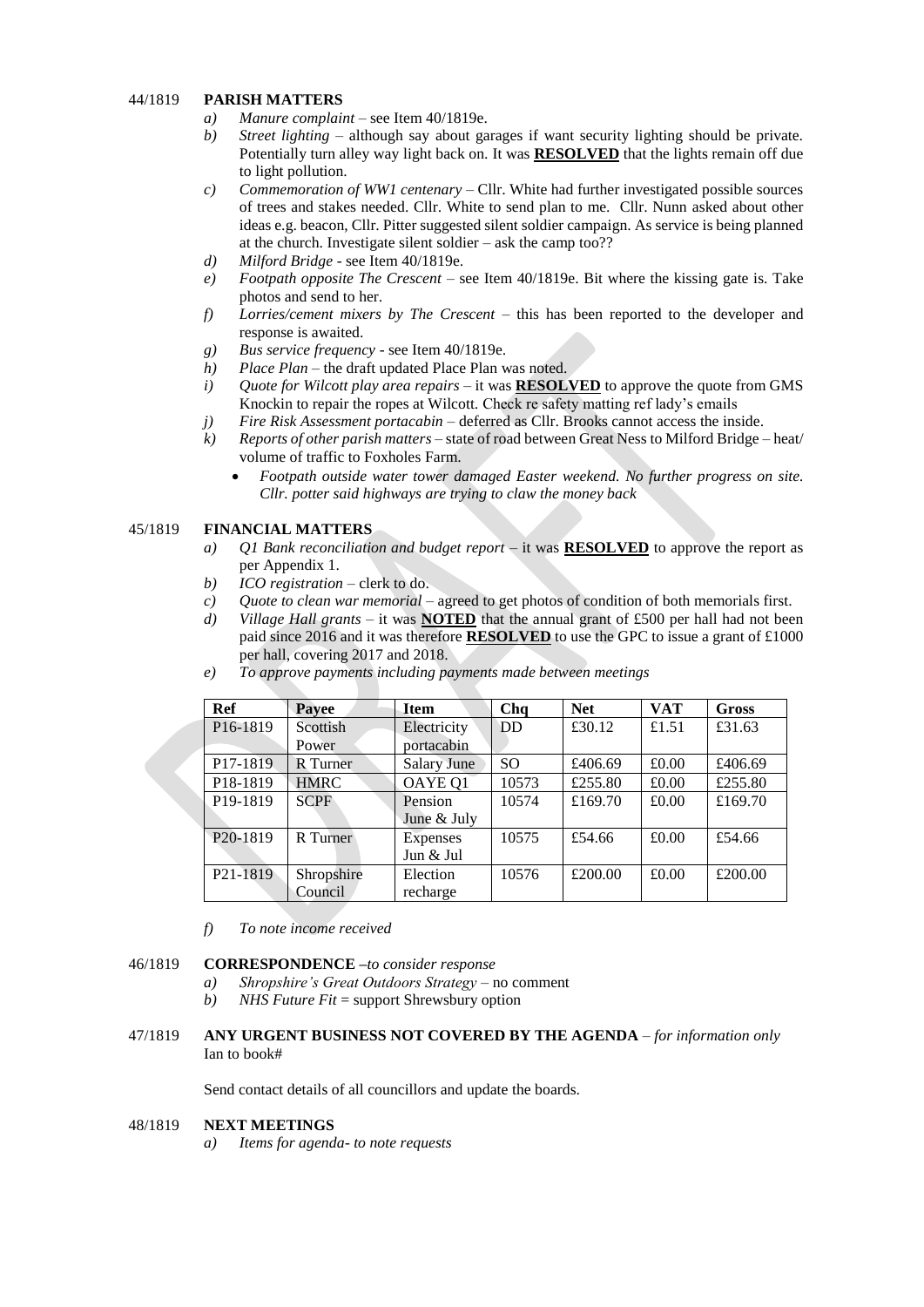44/1819 **PARISH MATTERS**

a) *Manure complaint* – see Item 40/1819e.
b) *Street lighting* – although say about garages if want security lighting should be private. Potentially turn alley way light back on. It was **RESOLVED** that the lights remain off due to light pollution.
c) *Commemoration of WW1 centenary* – Cllr. White had further investigated possible sources of trees and stakes needed. Cllr. White to send plan to me. Cllr. Nunn asked about other ideas e.g. beacon, Cllr. Pitter suggested silent soldier campaign. As service is being planned at the church. Investigate silent soldier – ask the camp too??
d) *Milford Bridge* - see Item 40/1819e.
e) *Footpath opposite The Crescent* – see Item 40/1819e. Bit where the kissing gate is. Take photos and send to her.
f) *Lorries/cement mixers by The Crescent* – this has been reported to the developer and response is awaited.
g) *Bus service frequency* - see Item 40/1819e.
h) *Place Plan* – the draft updated Place Plan was noted.
i) *Quote for Wilcott play area repairs* – it was **RESOLVED** to approve the quote from GMS Knockin to repair the ropes at Wilcott. Check re safety matting ref lady's emails
j) *Fire Risk Assessment portacabin* – deferred as Cllr. Brooks cannot access the inside.
k) *Reports of other parish matters* – state of road between Great Ness to Milford Bridge – heat/ volume of traffic to Foxholes Farm.
   - *Footpath outside water tower damaged Easter weekend. No further progress on site. Cllr. potter said highways are trying to claw the money back*

45/1819 **FINANCIAL MATTERS**

a) *Q1 Bank reconciliation and budget report* – it was **RESOLVED** to approve the report as per Appendix 1.
b) *ICO registration* – clerk to do.
c) *Quote to clean war memorial* – agreed to get photos of condition of both memorials first.
d) *Village Hall grants* – it was **NOTED** that the annual grant of £500 per hall had not been paid since 2016 and it was therefore **RESOLVED** to use the GPC to issue a grant of £1000 per hall, covering 2017 and 2018.
e) *To approve payments including payments made between meetings*

| Ref | Payee | Item | Chq | Net | VAT | Gross |
|---|---|---|---|---|---|---|
| P16-1819 | Scottish Power | Electricity portacabin | DD | £30.12 | £1.51 | £31.63 |
| P17-1819 | R Turner | Salary June | SO | £406.69 | £0.00 | £406.69 |
| P18-1819 | HMRC | OAYE Q1 | 10573 | £255.80 | £0.00 | £255.80 |
| P19-1819 | SCPF | Pension June & July | 10574 | £169.70 | £0.00 | £169.70 |
| P20-1819 | R Turner | Expenses Jun & Jul | 10575 | £54.66 | £0.00 | £54.66 |
| P21-1819 | Shropshire Council | Election recharge | 10576 | £200.00 | £0.00 | £200.00 |

f) *To note income received*

46/1819 **CORRESPONDENCE** –*to consider response*

a) *Shropshire's Great Outdoors Strategy* – no comment
b) *NHS Future Fit* = support Shrewsbury option

47/1819 **ANY URGENT BUSINESS NOT COVERED BY THE AGENDA** – *for information only*
Ian to book#

Send contact details of all councillors and update the boards.

48/1819 **NEXT MEETINGS**

a) *Items for agenda- to note requests*